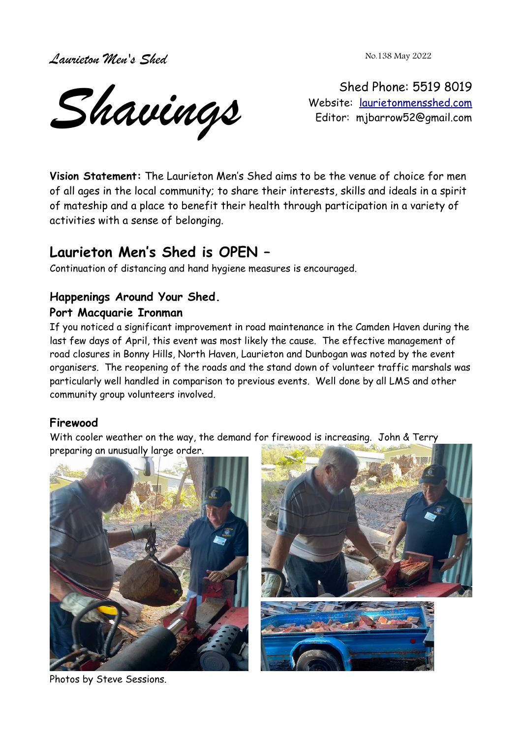*Laurieton Men's Shed*

No.138 May 2022

# *Shavings*

Shed Phone: 5519 8019
Website: [laurietonmensshed.com](laurietonmensshed.com)
Editor: mjbarrow52@gmail.com

**Vision Statement:** The Laurieton Men's Shed aims to be the venue of choice for men of all ages in the local community; to share their interests, skills and ideals in a spirit of mateship and a place to benefit their health through participation in a variety of activities with a sense of belonging.

## Laurieton Men's Shed is OPEN –

Continuation of distancing and hand hygiene measures is encouraged.

### Happenings Around Your Shed.

### Port Macquarie Ironman

If you noticed a significant improvement in road maintenance in the Camden Haven during the last few days of April, this event was most likely the cause. The effective management of road closures in Bonny Hills, North Haven, Laurieton and Dunbogan was noted by the event organisers. The reopening of the roads and the stand down of volunteer traffic marshals was particularly well handled in comparison to previous events. Well done by all LMS and other community group volunteers involved.

### Firewood

With cooler weather on the way, the demand for firewood is increasing. John & Terry preparing an unusually large order.

Photos by Steve Sessions.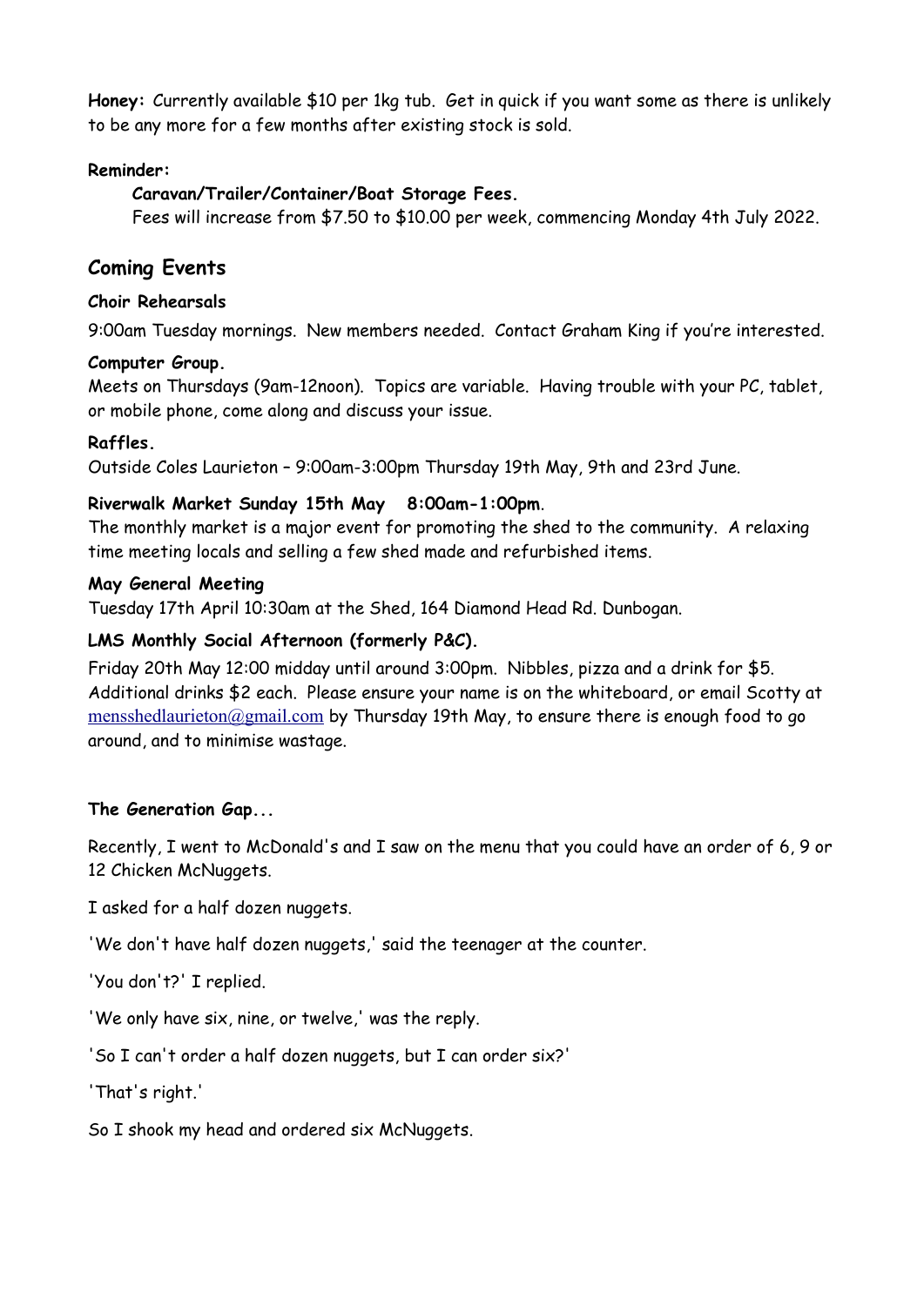**Honey:** Currently available $10 per 1kg tub. Get in quick if you want some as there is unlikely to be any more for a few months after existing stock is sold.

**Reminder:**

> **Caravan/Trailer/Container/Boat Storage Fees.**
> Fees will increase from $7.50 to $10.00 per week, commencing Monday 4th July 2022.

## Coming Events

**Choir Rehearsals**

9:00am Tuesday mornings. New members needed. Contact Graham King if you're interested.

**Computer Group.**
Meets on Thursdays (9am-12noon). Topics are variable. Having trouble with your PC, tablet, or mobile phone, come along and discuss your issue.

**Raffles.**
Outside Coles Laurieton – 9:00am-3:00pm Thursday 19th May, 9th and 23rd June.

**Riverwalk Market Sunday 15th May 8:00am-1:00pm**.
The monthly market is a major event for promoting the shed to the community. A relaxing time meeting locals and selling a few shed made and refurbished items.

**May General Meeting**
Tuesday 17th April 10:30am at the Shed, 164 Diamond Head Rd. Dunbogan.

**LMS Monthly Social Afternoon (formerly P&C).**
Friday 20th May 12:00 midday until around 3:00pm. Nibbles, pizza and a drink for $5. Additional drinks $2 each. Please ensure your name is on the whiteboard, or email Scotty at mensshedlaurieton@gmail.com by Thursday 19th May, to ensure there is enough food to go around, and to minimise wastage.

**The Generation Gap...**

Recently, I went to McDonald's and I saw on the menu that you could have an order of 6, 9 or 12 Chicken McNuggets.

I asked for a half dozen nuggets.

'We don't have half dozen nuggets,' said the teenager at the counter.

'You don't?' I replied.

'We only have six, nine, or twelve,' was the reply.

'So I can't order a half dozen nuggets, but I can order six?'

'That's right.'

So I shook my head and ordered six McNuggets.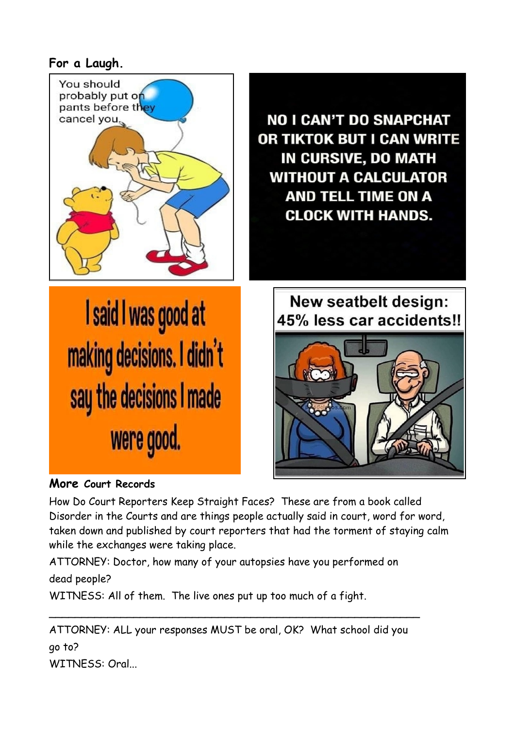**For a Laugh.**

You should probably put on pants before they cancel you.

NO I CAN'T DO SNAPCHAT OR TIKTOK BUT I CAN WRITE IN CURSIVE, DO MATH WITHOUT A CALCULATOR AND TELL TIME ON A CLOCK WITH HANDS.

I said I was good at making decisions. I didn't say the decisions I made were good.

New seatbelt design: 45% less car accidents!!

**More Court Records**

How Do Court Reporters Keep Straight Faces? These are from a book called Disorder in the Courts and are things people actually said in court, word for word, taken down and published by court reporters that had the torment of staying calm while the exchanges were taking place.

ATTORNEY: Doctor, how many of your autopsies have you performed on dead people?

WITNESS: All of them. The live ones put up too much of a fight.

---

ATTORNEY: ALL your responses MUST be oral, OK? What school did you go to?

WITNESS: Oral...